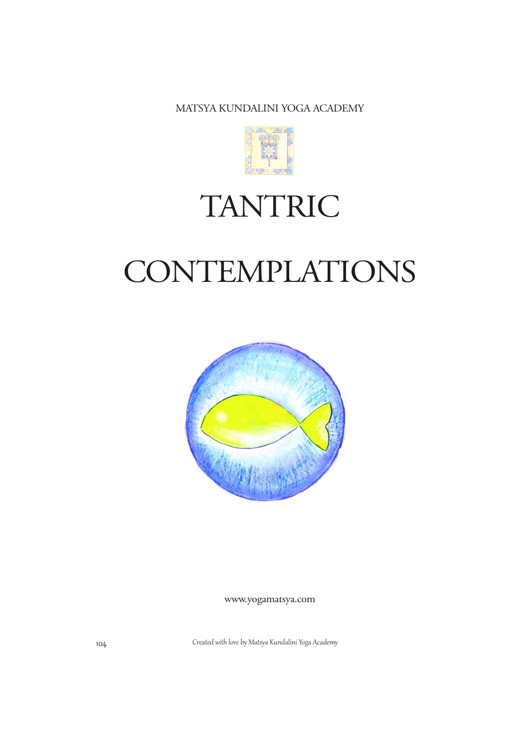MATSYA KUNDALINI YOGA ACADEMY

# TANTRIC CONTEMPLATIONS

www.yogamatsya.com

*Created with love by Matsya Kundalini Yoga Academy*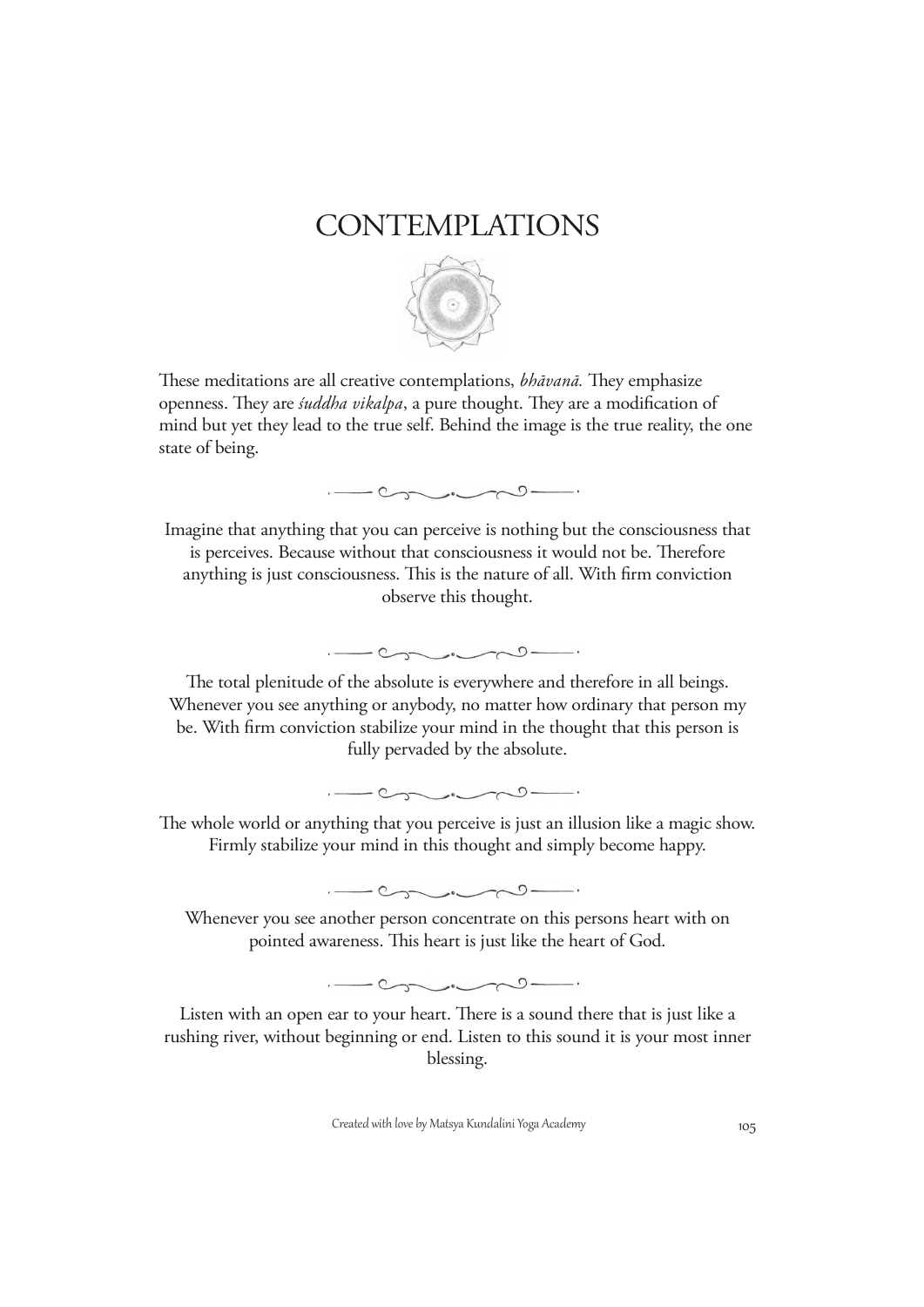# CONTEMPLATIONS

These meditations are all creative contemplations, *bhāvanā.* They emphasize openness. They are *śuddha vikalpa*, a pure thought. They are a modification of mind but yet they lead to the true self. Behind the image is the true reality, the one state of being.

Imagine that anything that you can perceive is nothing but the consciousness that is perceives. Because without that consciousness it would not be. Therefore anything is just consciousness. This is the nature of all. With firm conviction observe this thought.

The total plenitude of the absolute is everywhere and therefore in all beings. Whenever you see anything or anybody, no matter how ordinary that person my be. With firm conviction stabilize your mind in the thought that this person is fully pervaded by the absolute.

The whole world or anything that you perceive is just an illusion like a magic show. Firmly stabilize your mind in this thought and simply become happy.

Whenever you see another person concentrate on this persons heart with on pointed awareness. This heart is just like the heart of God.

Listen with an open ear to your heart. There is a sound there that is just like a rushing river, without beginning or end. Listen to this sound it is your most inner blessing.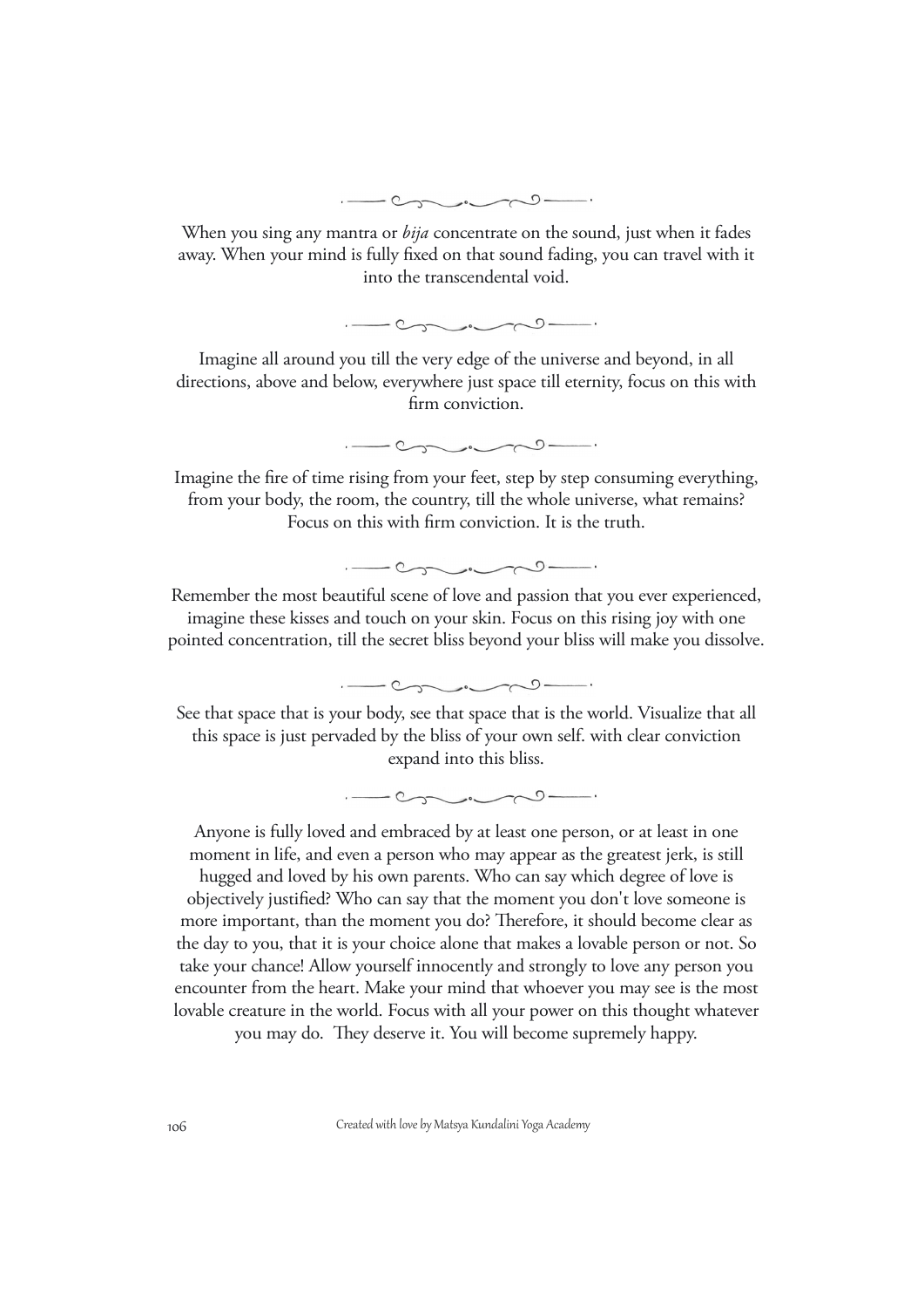When you sing any mantra or *bija* concentrate on the sound, just when it fades away. When your mind is fully fixed on that sound fading, you can travel with it into the transcendental void.

Imagine all around you till the very edge of the universe and beyond, in all directions, above and below, everywhere just space till eternity, focus on this with firm conviction.

Imagine the fire of time rising from your feet, step by step consuming everything, from your body, the room, the country, till the whole universe, what remains? Focus on this with firm conviction. It is the truth.

Remember the most beautiful scene of love and passion that you ever experienced, imagine these kisses and touch on your skin. Focus on this rising joy with one pointed concentration, till the secret bliss beyond your bliss will make you dissolve.

See that space that is your body, see that space that is the world. Visualize that all this space is just pervaded by the bliss of your own self. with clear conviction expand into this bliss.

Anyone is fully loved and embraced by at least one person, or at least in one moment in life, and even a person who may appear as the greatest jerk, is still hugged and loved by his own parents. Who can say which degree of love is objectively justified? Who can say that the moment you don't love someone is more important, than the moment you do? Therefore, it should become clear as the day to you, that it is your choice alone that makes a lovable person or not. So take your chance! Allow yourself innocently and strongly to love any person you encounter from the heart. Make your mind that whoever you may see is the most lovable creature in the world. Focus with all your power on this thought whatever you may do. They deserve it. You will become supremely happy.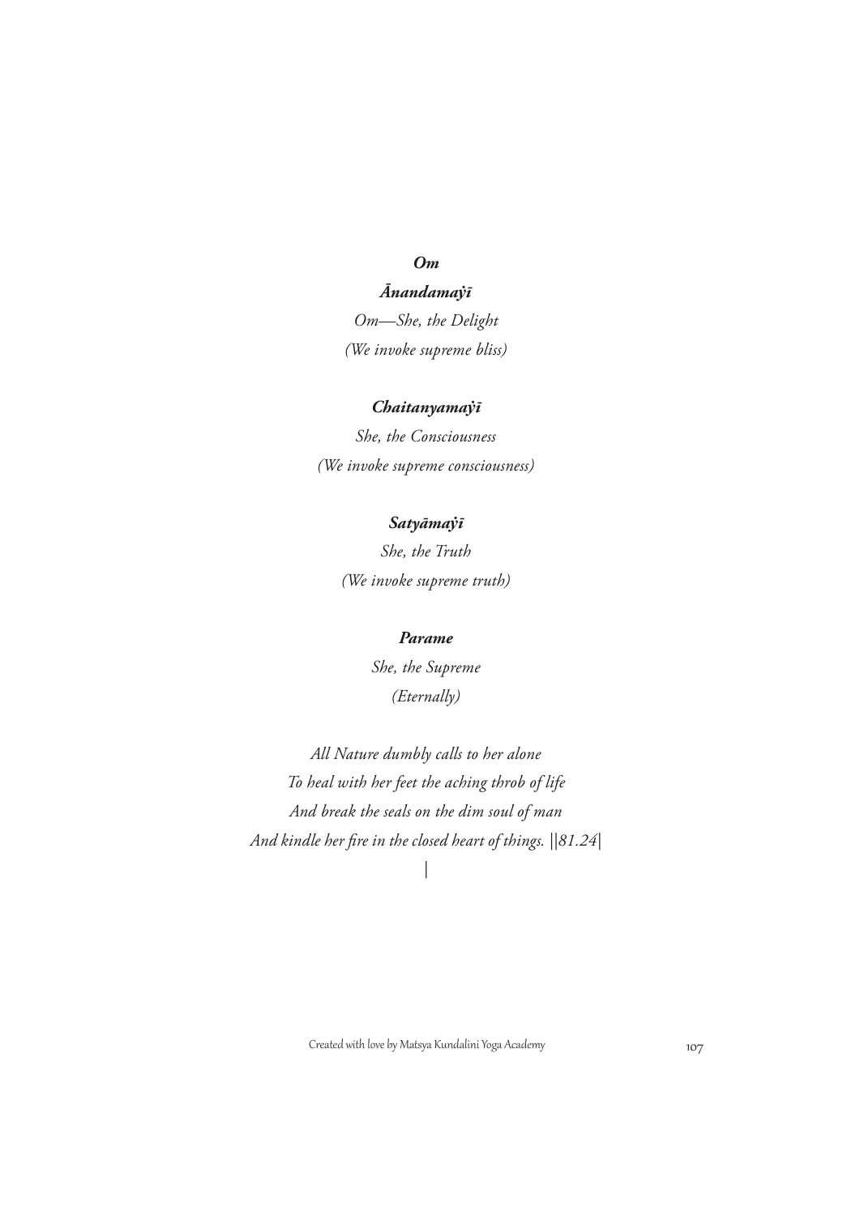***Om***

***Ānandamayī***

*Om—She, the Delight*

*(We invoke supreme bliss)*

***Chaitanyamayī***

*She, the Consciousness*

*(We invoke supreme consciousness)*

***Satyāmayī***

*She, the Truth*

*(We invoke supreme truth)*

***Parame***

*She, the Supreme*

*(Eternally)*

*All Nature dumbly calls to her alone*
*To heal with her feet the aching throb of life*
*And break the seals on the dim soul of man*
*And kindle her fire in the closed heart of things.* ||81.24||